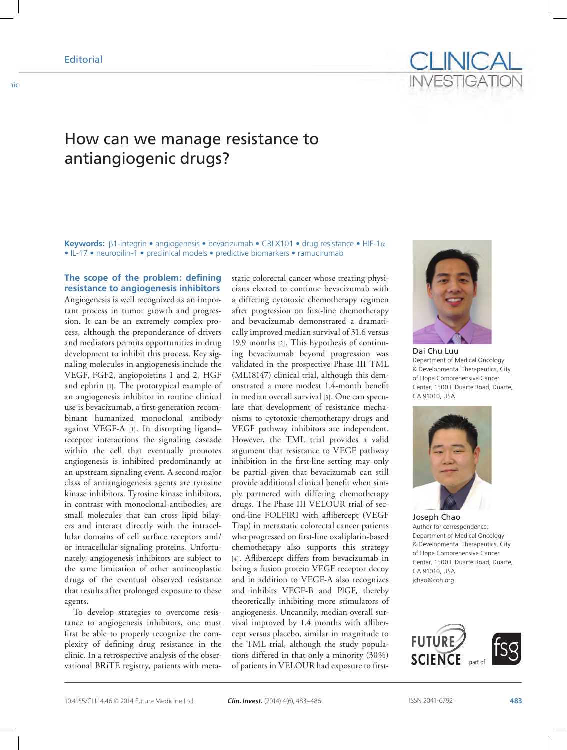Editorial

# How can we manage resistance to antiangiogenic drugs?

**Keywords:** β1-integrin • angiogenesis • bevacizumab • CRLX101 • drug resistance • HIF-1α • IL-17 • neuropilin-1 • preclinical models • predictive biomarkers • ramucirumab

Dai Chu Luu
Department of Medical Oncology & Developmental Therapeutics, City of Hope Comprehensive Cancer Center, 1500 E Duarte Road, Duarte, CA 91010, USA

Joseph Chao
Author for correspondence:
Department of Medical Oncology & Developmental Therapeutics, City of Hope Comprehensive Cancer Center, 1500 E Duarte Road, Duarte, CA 91010, USA
jchao@coh.org

## The scope of the problem: defining resistance to angiogenesis inhibitors

Angiogenesis is well recognized as an important process in tumor growth and progression. It can be an extremely complex process, although the preponderance of drivers and mediators permits opportunities in drug development to inhibit this process. Key signaling molecules in angiogenesis include the VEGF, FGF2, angiopoietins 1 and 2, HGF and ephrin [1]. The prototypical example of an angiogenesis inhibitor in routine clinical use is bevacizumab, a first-generation recombinant humanized monoclonal antibody against VEGF-A [1]. In disrupting ligand–receptor interactions the signaling cascade within the cell that eventually promotes angiogenesis is inhibited predominantly at an upstream signaling event. A second major class of antiangiogenesis agents are tyrosine kinase inhibitors. Tyrosine kinase inhibitors, in contrast with monoclonal antibodies, are small molecules that can cross lipid bilayers and interact directly with the intracellular domains of cell surface receptors and/or intracellular signaling proteins. Unfortunately, angiogenesis inhibitors are subject to the same limitation of other antineoplastic drugs of the eventual observed resistance that results after prolonged exposure to these agents.

To develop strategies to overcome resistance to angiogenesis inhibitors, one must first be able to properly recognize the complexity of defining drug resistance in the clinic. In a retrospective analysis of the observational BRiTE registry, patients with metastatic colorectal cancer whose treating physicians elected to continue bevacizumab with a differing cytotoxic chemotherapy regimen after progression on first-line chemotherapy and bevacizumab demonstrated a dramatically improved median survival of 31.6 versus 19.9 months [2]. This hypothesis of continuing bevacizumab beyond progression was validated in the prospective Phase III TML (ML18147) clinical trial, although this demonstrated a more modest 1.4-month benefit in median overall survival [3]. One can speculate that development of resistance mechanisms to cytotoxic chemotherapy drugs and VEGF pathway inhibitors are independent. However, the TML trial provides a valid argument that resistance to VEGF pathway inhibition in the first-line setting may only be partial given that bevacizumab can still provide additional clinical benefit when simply partnered with differing chemotherapy drugs. The Phase III VELOUR trial of second-line FOLFIRI with aflibercept (VEGF Trap) in metastatic colorectal cancer patients who progressed on first-line oxaliplatin-based chemotherapy also supports this strategy [4]. Aflibercept differs from bevacizumab in being a fusion protein VEGF receptor decoy and in addition to VEGF-A also recognizes and inhibits VEGF-B and PlGF, thereby theoretically inhibiting more stimulators of angiogenesis. Uncannily, median overall survival improved by 1.4 months with aflibercept versus placebo, similar in magnitude to the TML trial, although the study populations differed in that only a minority (30%) of patients in VELOUR had exposure to first-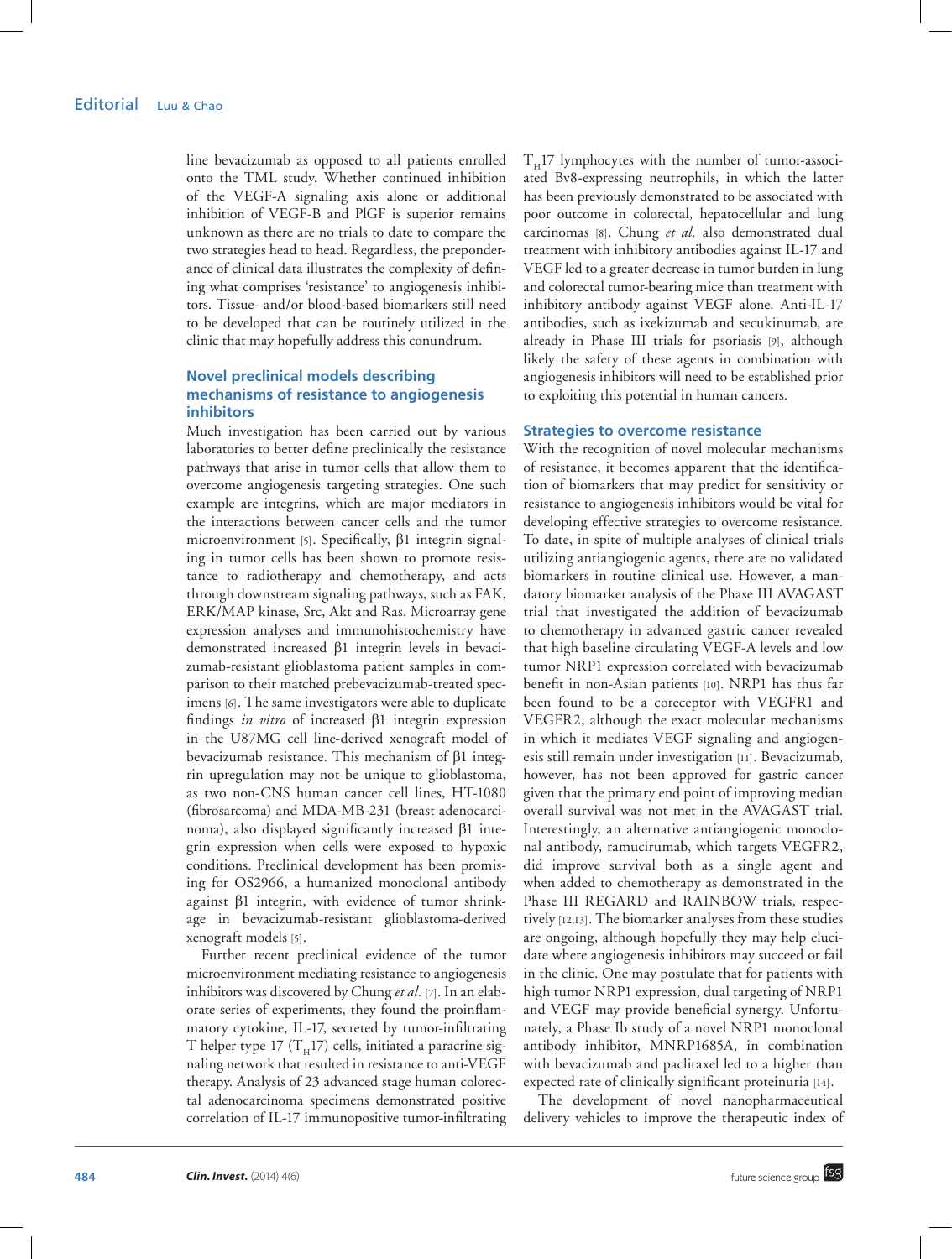line bevacizumab as opposed to all patients enrolled onto the TML study. Whether continued inhibition of the VEGF-A signaling axis alone or additional inhibition of VEGF-B and PlGF is superior remains unknown as there are no trials to date to compare the two strategies head to head. Regardless, the preponderance of clinical data illustrates the complexity of defining what comprises 'resistance' to angiogenesis inhibitors. Tissue- and/or blood-based biomarkers still need to be developed that can be routinely utilized in the clinic that may hopefully address this conundrum.

## Novel preclinical models describing mechanisms of resistance to angiogenesis inhibitors

Much investigation has been carried out by various laboratories to better define preclinically the resistance pathways that arise in tumor cells that allow them to overcome angiogenesis targeting strategies. One such example are integrins, which are major mediators in the interactions between cancer cells and the tumor microenvironment [5]. Specifically, β1 integrin signaling in tumor cells has been shown to promote resistance to radiotherapy and chemotherapy, and acts through downstream signaling pathways, such as FAK, ERK/MAP kinase, Src, Akt and Ras. Microarray gene expression analyses and immunohistochemistry have demonstrated increased β1 integrin levels in bevacizumab-resistant glioblastoma patient samples in comparison to their matched prebevacizumab-treated specimens [6]. The same investigators were able to duplicate findings *in vitro* of increased β1 integrin expression in the U87MG cell line-derived xenograft model of bevacizumab resistance. This mechanism of β1 integrin upregulation may not be unique to glioblastoma, as two non-CNS human cancer cell lines, HT-1080 (fibrosarcoma) and MDA-MB-231 (breast adenocarcinoma), also displayed significantly increased β1 integrin expression when cells were exposed to hypoxic conditions. Preclinical development has been promising for OS2966, a humanized monoclonal antibody against β1 integrin, with evidence of tumor shrinkage in bevacizumab-resistant glioblastoma-derived xenograft models [5].

Further recent preclinical evidence of the tumor microenvironment mediating resistance to angiogenesis inhibitors was discovered by Chung *et al.* [7]. In an elaborate series of experiments, they found the proinflammatory cytokine, IL-17, secreted by tumor-infiltrating T helper type 17 ($T_H17$) cells, initiated a paracrine signaling network that resulted in resistance to anti-VEGF therapy. Analysis of 23 advanced stage human colorectal adenocarcinoma specimens demonstrated positive correlation of IL-17 immunopositive tumor-infiltrating $T_H17$ lymphocytes with the number of tumor-associated Bv8-expressing neutrophils, in which the latter has been previously demonstrated to be associated with poor outcome in colorectal, hepatocellular and lung carcinomas [8]. Chung *et al.* also demonstrated dual treatment with inhibitory antibodies against IL-17 and VEGF led to a greater decrease in tumor burden in lung and colorectal tumor-bearing mice than treatment with inhibitory antibody against VEGF alone. Anti-IL-17 antibodies, such as ixekizumab and secukinumab, are already in Phase III trials for psoriasis [9], although likely the safety of these agents in combination with angiogenesis inhibitors will need to be established prior to exploiting this potential in human cancers.

## Strategies to overcome resistance

With the recognition of novel molecular mechanisms of resistance, it becomes apparent that the identification of biomarkers that may predict for sensitivity or resistance to angiogenesis inhibitors would be vital for developing effective strategies to overcome resistance. To date, in spite of multiple analyses of clinical trials utilizing antiangiogenic agents, there are no validated biomarkers in routine clinical use. However, a mandatory biomarker analysis of the Phase III AVAGAST trial that investigated the addition of bevacizumab to chemotherapy in advanced gastric cancer revealed that high baseline circulating VEGF-A levels and low tumor NRP1 expression correlated with bevacizumab benefit in non-Asian patients [10]. NRP1 has thus far been found to be a coreceptor with VEGFR1 and VEGFR2, although the exact molecular mechanisms in which it mediates VEGF signaling and angiogenesis still remain under investigation [11]. Bevacizumab, however, has not been approved for gastric cancer given that the primary end point of improving median overall survival was not met in the AVAGAST trial. Interestingly, an alternative antiangiogenic monoclonal antibody, ramucirumab, which targets VEGFR2, did improve survival both as a single agent and when added to chemotherapy as demonstrated in the Phase III REGARD and RAINBOW trials, respectively [12,13]. The biomarker analyses from these studies are ongoing, although hopefully they may help elucidate where angiogenesis inhibitors may succeed or fail in the clinic. One may postulate that for patients with high tumor NRP1 expression, dual targeting of NRP1 and VEGF may provide beneficial synergy. Unfortunately, a Phase Ib study of a novel NRP1 monoclonal antibody inhibitor, MNRP1685A, in combination with bevacizumab and paclitaxel led to a higher than expected rate of clinically significant proteinuria [14].

The development of novel nanopharmaceutical delivery vehicles to improve the therapeutic index of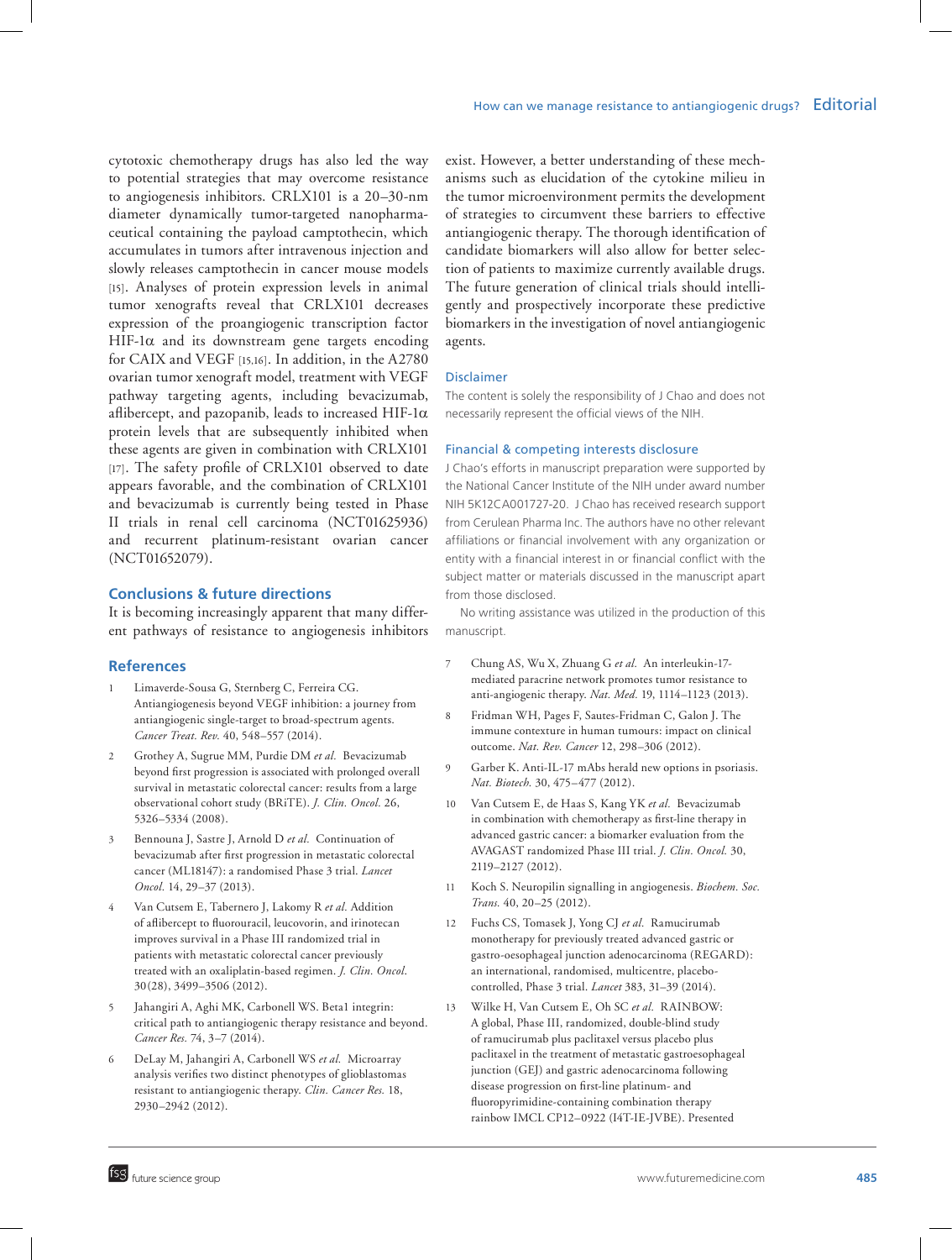cytotoxic chemotherapy drugs has also led the way to potential strategies that may overcome resistance to angiogenesis inhibitors. CRLX101 is a 20–30-nm diameter dynamically tumor-targeted nanopharmaceutical containing the payload camptothecin, which accumulates in tumors after intravenous injection and slowly releases camptothecin in cancer mouse models [15]. Analyses of protein expression levels in animal tumor xenografts reveal that CRLX101 decreases expression of the proangiogenic transcription factor HIF-1α and its downstream gene targets encoding for CAIX and VEGF [15,16]. In addition, in the A2780 ovarian tumor xenograft model, treatment with VEGF pathway targeting agents, including bevacizumab, aflibercept, and pazopanib, leads to increased HIF-1α protein levels that are subsequently inhibited when these agents are given in combination with CRLX101 [17]. The safety profile of CRLX101 observed to date appears favorable, and the combination of CRLX101 and bevacizumab is currently being tested in Phase II trials in renal cell carcinoma (NCT01625936) and recurrent platinum-resistant ovarian cancer (NCT01652079).

## Conclusions & future directions

It is becoming increasingly apparent that many different pathways of resistance to angiogenesis inhibitors exist. However, a better understanding of these mechanisms such as elucidation of the cytokine milieu in the tumor microenvironment permits the development of strategies to circumvent these barriers to effective antiangiogenic therapy. The thorough identification of candidate biomarkers will also allow for better selection of patients to maximize currently available drugs. The future generation of clinical trials should intelligently and prospectively incorporate these predictive biomarkers in the investigation of novel antiangiogenic agents.

### Disclaimer

The content is solely the responsibility of J Chao and does not necessarily represent the official views of the NIH.

### Financial & competing interests disclosure

J Chao's efforts in manuscript preparation were supported by the National Cancer Institute of the NIH under award number NIH 5K12CA001727-20. J Chao has received research support from Cerulean Pharma Inc. The authors have no other relevant affiliations or financial involvement with any organization or entity with a financial interest in or financial conflict with the subject matter or materials discussed in the manuscript apart from those disclosed.

No writing assistance was utilized in the production of this manuscript.

## References

1. Limaverde-Sousa G, Sternberg C, Ferreira CG. Antiangiogenesis beyond VEGF inhibition: a journey from antiangiogenic single-target to broad-spectrum agents. *Cancer Treat. Rev.* 40, 548–557 (2014).
2. Grothey A, Sugrue MM, Purdie DM *et al.* Bevacizumab beyond first progression is associated with prolonged overall survival in metastatic colorectal cancer: results from a large observational cohort study (BRiTE). *J. Clin. Oncol.* 26, 5326–5334 (2008).
3. Bennouna J, Sastre J, Arnold D *et al.* Continuation of bevacizumab after first progression in metastatic colorectal cancer (ML18147): a randomised Phase 3 trial. *Lancet Oncol.* 14, 29–37 (2013).
4. Van Cutsem E, Tabernero J, Lakomy R *et al.* Addition of aflibercept to fluorouracil, leucovorin, and irinotecan improves survival in a Phase III randomized trial in patients with metastatic colorectal cancer previously treated with an oxaliplatin-based regimen. *J. Clin. Oncol.* 30(28), 3499–3506 (2012).
5. Jahangiri A, Aghi MK, Carbonell WS. Beta1 integrin: critical path to antiangiogenic therapy resistance and beyond. *Cancer Res.* 74, 3–7 (2014).
6. DeLay M, Jahangiri A, Carbonell WS *et al.* Microarray analysis verifies two distinct phenotypes of glioblastomas resistant to antiangiogenic therapy. *Clin. Cancer Res.* 18, 2930–2942 (2012).
7. Chung AS, Wu X, Zhuang G *et al.* An interleukin-17-mediated paracrine network promotes tumor resistance to anti-angiogenic therapy. *Nat. Med.* 19, 1114–1123 (2013).
8. Fridman WH, Pages F, Sautes-Fridman C, Galon J. The immune contexture in human tumours: impact on clinical outcome. *Nat. Rev. Cancer* 12, 298–306 (2012).
9. Garber K. Anti-IL-17 mAbs herald new options in psoriasis. *Nat. Biotech.* 30, 475–477 (2012).
10. Van Cutsem E, de Haas S, Kang YK *et al.* Bevacizumab in combination with chemotherapy as first-line therapy in advanced gastric cancer: a biomarker evaluation from the AVAGAST randomized Phase III trial. *J. Clin. Oncol.* 30, 2119–2127 (2012).
11. Koch S. Neuropilin signalling in angiogenesis. *Biochem. Soc. Trans.* 40, 20–25 (2012).
12. Fuchs CS, Tomasek J, Yong CJ *et al.* Ramucirumab monotherapy for previously treated advanced gastric or gastro-oesophageal junction adenocarcinoma (REGARD): an international, randomised, multicentre, placebo-controlled, Phase 3 trial. *Lancet* 383, 31–39 (2014).
13. Wilke H, Van Cutsem E, Oh SC *et al.* RAINBOW: A global, Phase III, randomized, double-blind study of ramucirumab plus paclitaxel versus placebo plus paclitaxel in the treatment of metastatic gastroesophageal junction (GEJ) and gastric adenocarcinoma following disease progression on first-line platinum- and fluoropyrimidine-containing combination therapy rainbow IMCL CP12–0922 (I4T-IE-JVBE). Presented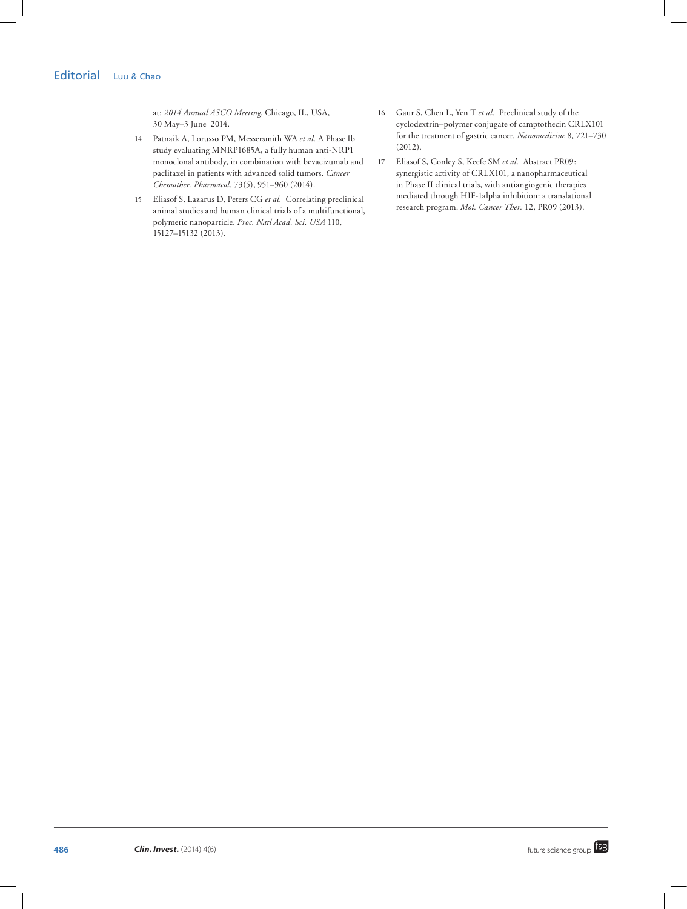at: *2014 Annual ASCO Meeting*. Chicago, IL, USA, 30 May–3 June 2014.

14 Patnaik A, Lorusso PM, Messersmith WA *et al.* A Phase Ib study evaluating MNRP1685A, a fully human anti-NRP1 monoclonal antibody, in combination with bevacizumab and paclitaxel in patients with advanced solid tumors. *Cancer Chemother. Pharmacol.* 73(5), 951–960 (2014).

15 Eliasof S, Lazarus D, Peters CG *et al.* Correlating preclinical animal studies and human clinical trials of a multifunctional, polymeric nanoparticle. *Proc. Natl Acad. Sci. USA* 110, 15127–15132 (2013).

16 Gaur S, Chen L, Yen T *et al.* Preclinical study of the cyclodextrin–polymer conjugate of camptothecin CRLX101 for the treatment of gastric cancer. *Nanomedicine* 8, 721–730 (2012).

17 Eliasof S, Conley S, Keefe SM *et al.* Abstract PR09: synergistic activity of CRLX101, a nanopharmaceutical in Phase II clinical trials, with antiangiogenic therapies mediated through HIF-1alpha inhibition: a translational research program. *Mol. Cancer Ther.* 12, PR09 (2013).